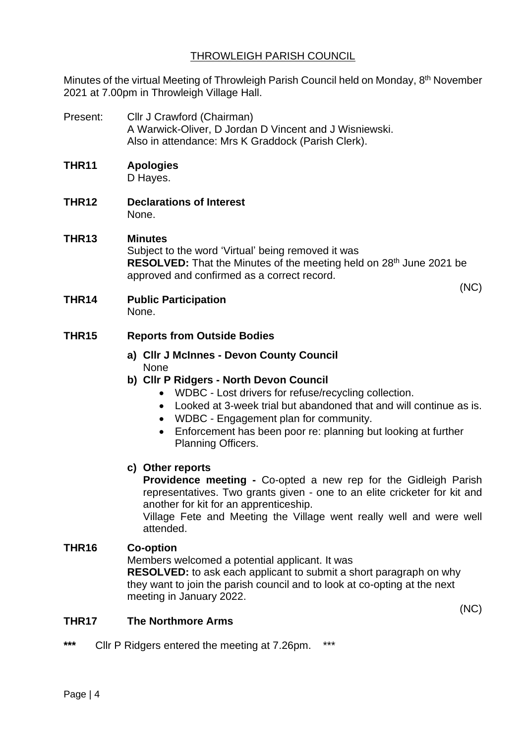# THROWLEIGH PARISH COUNCIL

Minutes of the virtual Meeting of Throwleigh Parish Council held on Monday, 8th November 2021 at 7.00pm in Throwleigh Village Hall.

Present: Cllr J Crawford (Chairman)
A Warwick-Oliver, D Jordan D Vincent and J Wisniewski.
Also in attendance: Mrs K Graddock (Parish Clerk).

**THR11 Apologies**
D Hayes.

**THR12 Declarations of Interest**
None.

**THR13 Minutes**
Subject to the word 'Virtual' being removed it was
**RESOLVED:** That the Minutes of the meeting held on 28th June 2021 be approved and confirmed as a correct record.

(NC)

**THR14 Public Participation**
None.

**THR15 Reports from Outside Bodies**

**a) Cllr J McInnes - Devon County Council**
None

**b) Cllr P Ridgers - North Devon Council**

- WDBC - Lost drivers for refuse/recycling collection.
- Looked at 3-week trial but abandoned that and will continue as is.
- WDBC - Engagement plan for community.
- Enforcement has been poor re: planning but looking at further Planning Officers.

**c) Other reports**

**Providence meeting -** Co-opted a new rep for the Gidleigh Parish representatives. Two grants given - one to an elite cricketer for kit and another for kit for an apprenticeship.
Village Fete and Meeting the Village went really well and were well attended.

**THR16 Co-option**
Members welcomed a potential applicant. It was
**RESOLVED:** to ask each applicant to submit a short paragraph on why they want to join the parish council and to look at co-opting at the next meeting in January 2022.

(NC)

**THR17 The Northmore Arms**

\*\*\* Cllr P Ridgers entered the meeting at 7.26pm. \*\*\*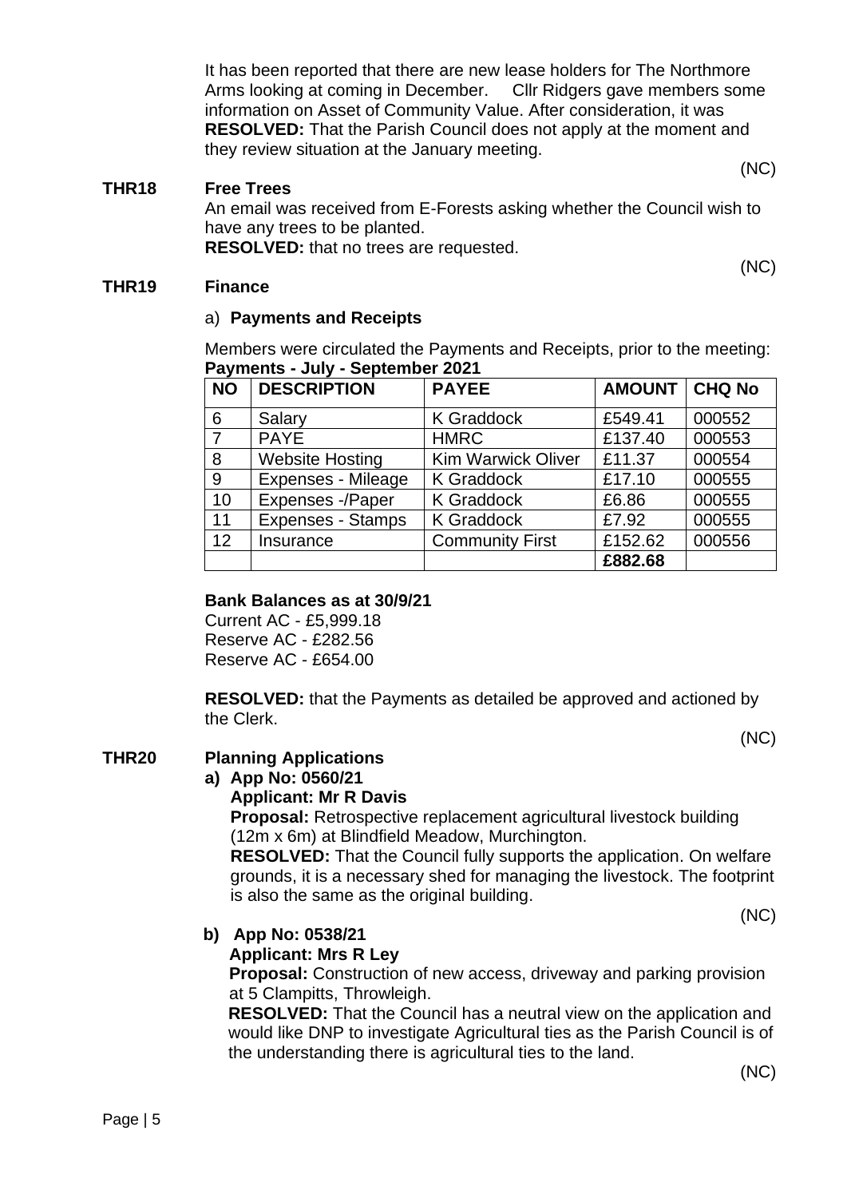It has been reported that there are new lease holders for The Northmore Arms looking at coming in December. Cllr Ridgers gave members some information on Asset of Community Value. After consideration, it was **RESOLVED:** That the Parish Council does not apply at the moment and they review situation at the January meeting.

(NC)

**THR18 Free Trees**

An email was received from E-Forests asking whether the Council wish to have any trees to be planted.
**RESOLVED:** that no trees are requested.

(NC)

**THR19 Finance**

a) **Payments and Receipts**

Members were circulated the Payments and Receipts, prior to the meeting:
**Payments - July - September 2021**

| NO | DESCRIPTION | PAYEE | AMOUNT | CHQ No |
|---|---|---|---|---|
| 6 | Salary | K Graddock | £549.41 | 000552 |
| 7 | PAYE | HMRC | £137.40 | 000553 |
| 8 | Website Hosting | Kim Warwick Oliver | £11.37 | 000554 |
| 9 | Expenses - Mileage | K Graddock | £17.10 | 000555 |
| 10 | Expenses -/Paper | K Graddock | £6.86 | 000555 |
| 11 | Expenses - Stamps | K Graddock | £7.92 | 000555 |
| 12 | Insurance | Community First | £152.62 | 000556 |
| | | | **£882.68** | |

**Bank Balances as at 30/9/21**
Current AC - £5,999.18
Reserve AC - £282.56
Reserve AC - £654.00

**RESOLVED:** that the Payments as detailed be approved and actioned by the Clerk.

(NC)

**THR20 Planning Applications**

**a) App No: 0560/21**
**Applicant: Mr R Davis**
**Proposal:** Retrospective replacement agricultural livestock building (12m x 6m) at Blindfield Meadow, Murchington.
**RESOLVED:** That the Council fully supports the application. On welfare grounds, it is a necessary shed for managing the livestock. The footprint is also the same as the original building.

(NC)

**b) App No: 0538/21**
**Applicant: Mrs R Ley**
**Proposal:** Construction of new access, driveway and parking provision at 5 Clampitts, Throwleigh.
**RESOLVED:** That the Council has a neutral view on the application and would like DNP to investigate Agricultural ties as the Parish Council is of the understanding there is agricultural ties to the land.

(NC)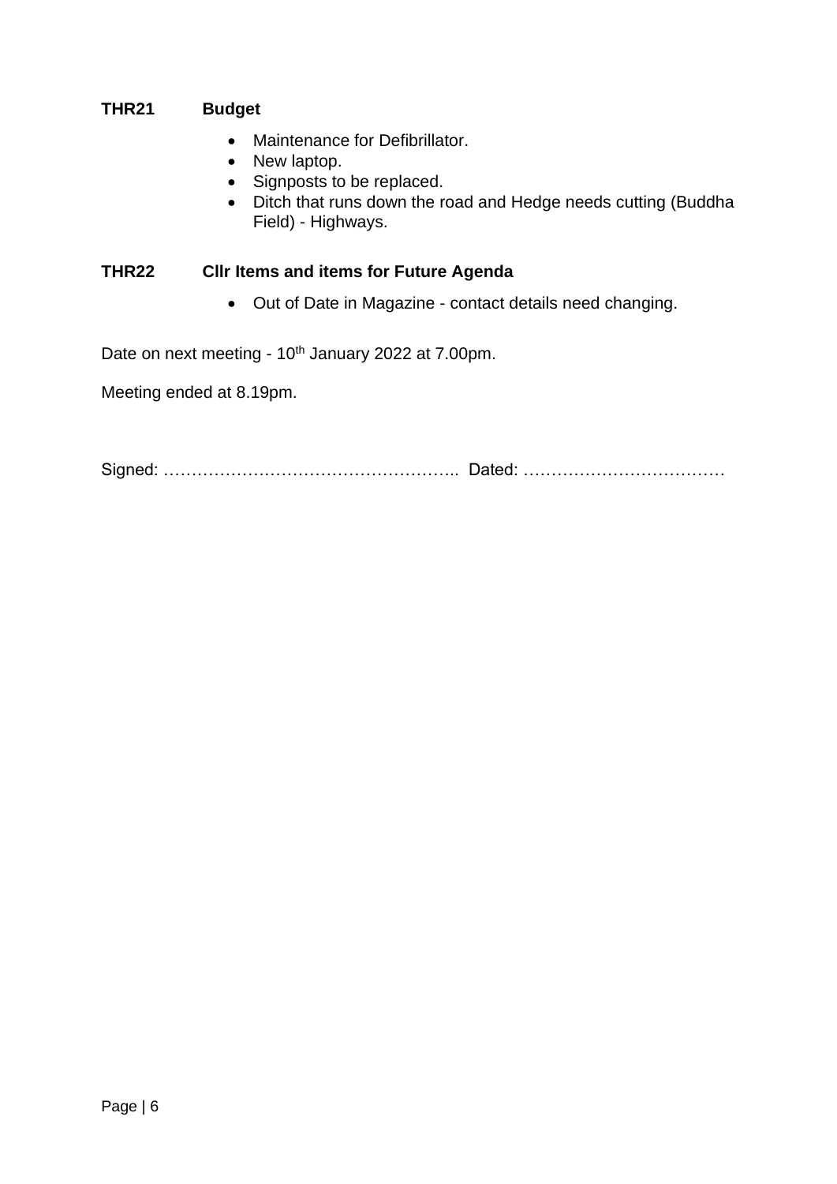**THR21 Budget**

- Maintenance for Defibrillator.
- New laptop.
- Signposts to be replaced.
- Ditch that runs down the road and Hedge needs cutting (Buddha Field) - Highways.

**THR22 Cllr Items and items for Future Agenda**

- Out of Date in Magazine - contact details need changing.

Date on next meeting - 10th January 2022 at 7.00pm.

Meeting ended at 8.19pm.

Signed: …………………………………………….. Dated: ………………………………